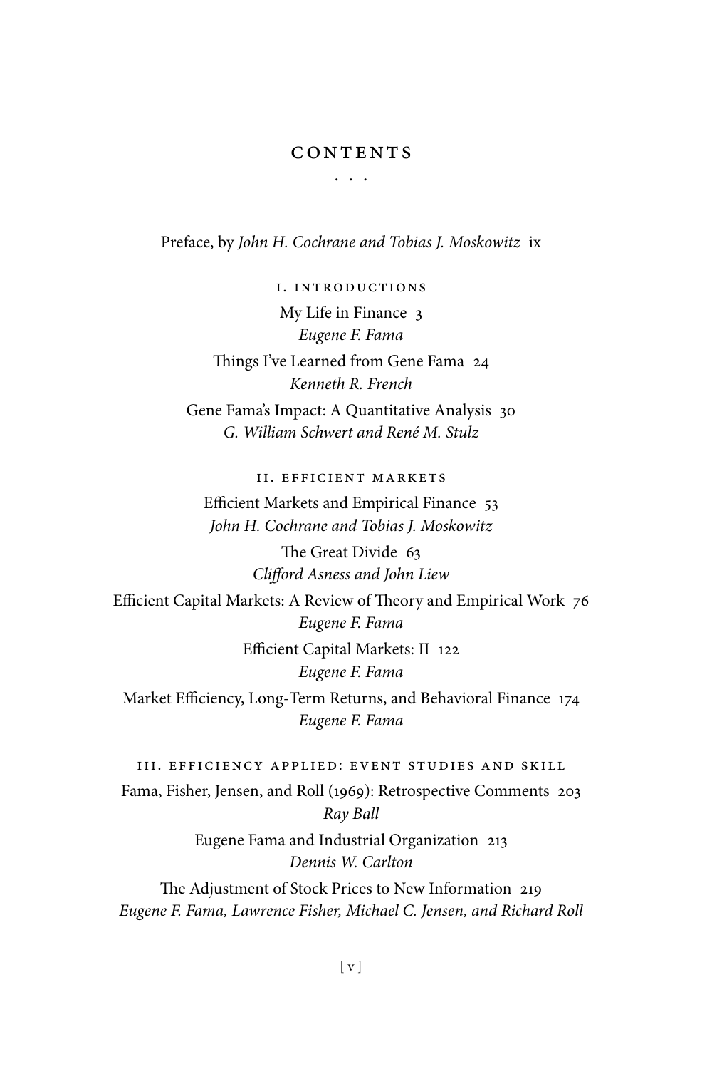# CONTENTS

. . .

Preface, by *John H. Cochrane and Tobias J. Moskowitz* ix

## I. INTRODUCTIONS

My Life in Finance 3
*Eugene F. Fama*

Things I've Learned from Gene Fama 24
*Kenneth R. French*

Gene Fama's Impact: A Quantitative Analysis 30
*G. William Schwert and René M. Stulz*

## II. EFFICIENT MARKETS

Efficient Markets and Empirical Finance 53
*John H. Cochrane and Tobias J. Moskowitz*

The Great Divide 63
*Clifford Asness and John Liew*

Efficient Capital Markets: A Review of Theory and Empirical Work 76
*Eugene F. Fama*

Efficient Capital Markets: II 122
*Eugene F. Fama*

Market Efficiency, Long-Term Returns, and Behavioral Finance 174
*Eugene F. Fama*

## III. EFFICIENCY APPLIED: EVENT STUDIES AND SKILL

Fama, Fisher, Jensen, and Roll (1969): Retrospective Comments 203
*Ray Ball*

Eugene Fama and Industrial Organization 213
*Dennis W. Carlton*

The Adjustment of Stock Prices to New Information 219
*Eugene F. Fama, Lawrence Fisher, Michael C. Jensen, and Richard Roll*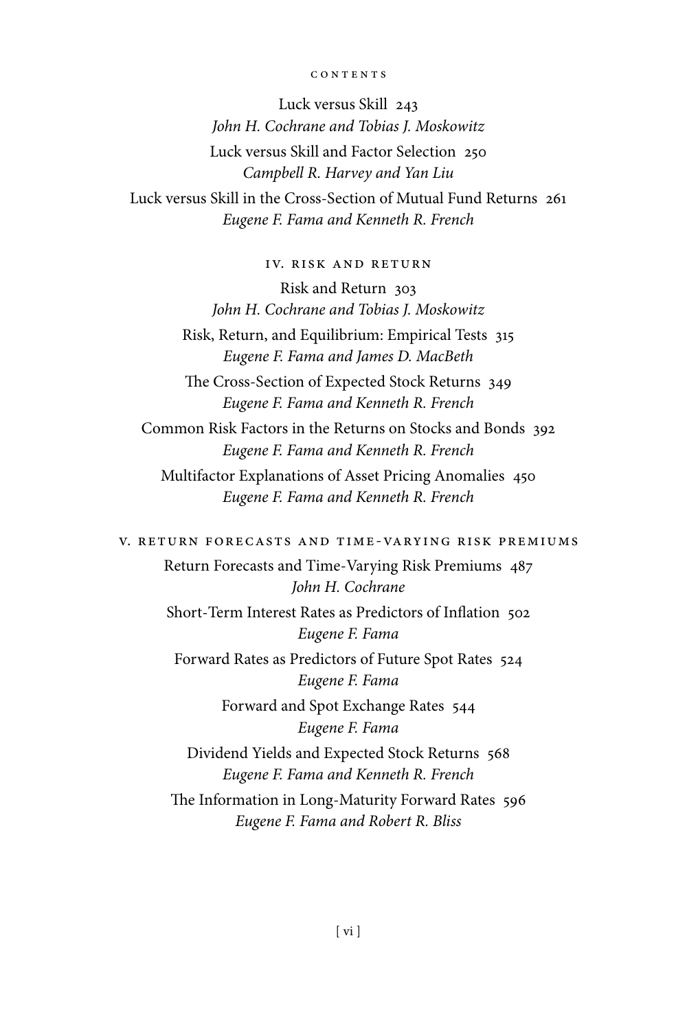Luck versus Skill 243
*John H. Cochrane and Tobias J. Moskowitz*

Luck versus Skill and Factor Selection 250
*Campbell R. Harvey and Yan Liu*

Luck versus Skill in the Cross-Section of Mutual Fund Returns 261
*Eugene F. Fama and Kenneth R. French*

## IV. Risk and Return

Risk and Return 303
*John H. Cochrane and Tobias J. Moskowitz*

Risk, Return, and Equilibrium: Empirical Tests 315
*Eugene F. Fama and James D. MacBeth*

The Cross-Section of Expected Stock Returns 349
*Eugene F. Fama and Kenneth R. French*

Common Risk Factors in the Returns on Stocks and Bonds 392
*Eugene F. Fama and Kenneth R. French*

Multifactor Explanations of Asset Pricing Anomalies 450
*Eugene F. Fama and Kenneth R. French*

## V. Return Forecasts and Time-Varying Risk Premiums

Return Forecasts and Time-Varying Risk Premiums 487
*John H. Cochrane*

Short-Term Interest Rates as Predictors of Inflation 502
*Eugene F. Fama*

Forward Rates as Predictors of Future Spot Rates 524
*Eugene F. Fama*

Forward and Spot Exchange Rates 544
*Eugene F. Fama*

Dividend Yields and Expected Stock Returns 568
*Eugene F. Fama and Kenneth R. French*

The Information in Long-Maturity Forward Rates 596
*Eugene F. Fama and Robert R. Bliss*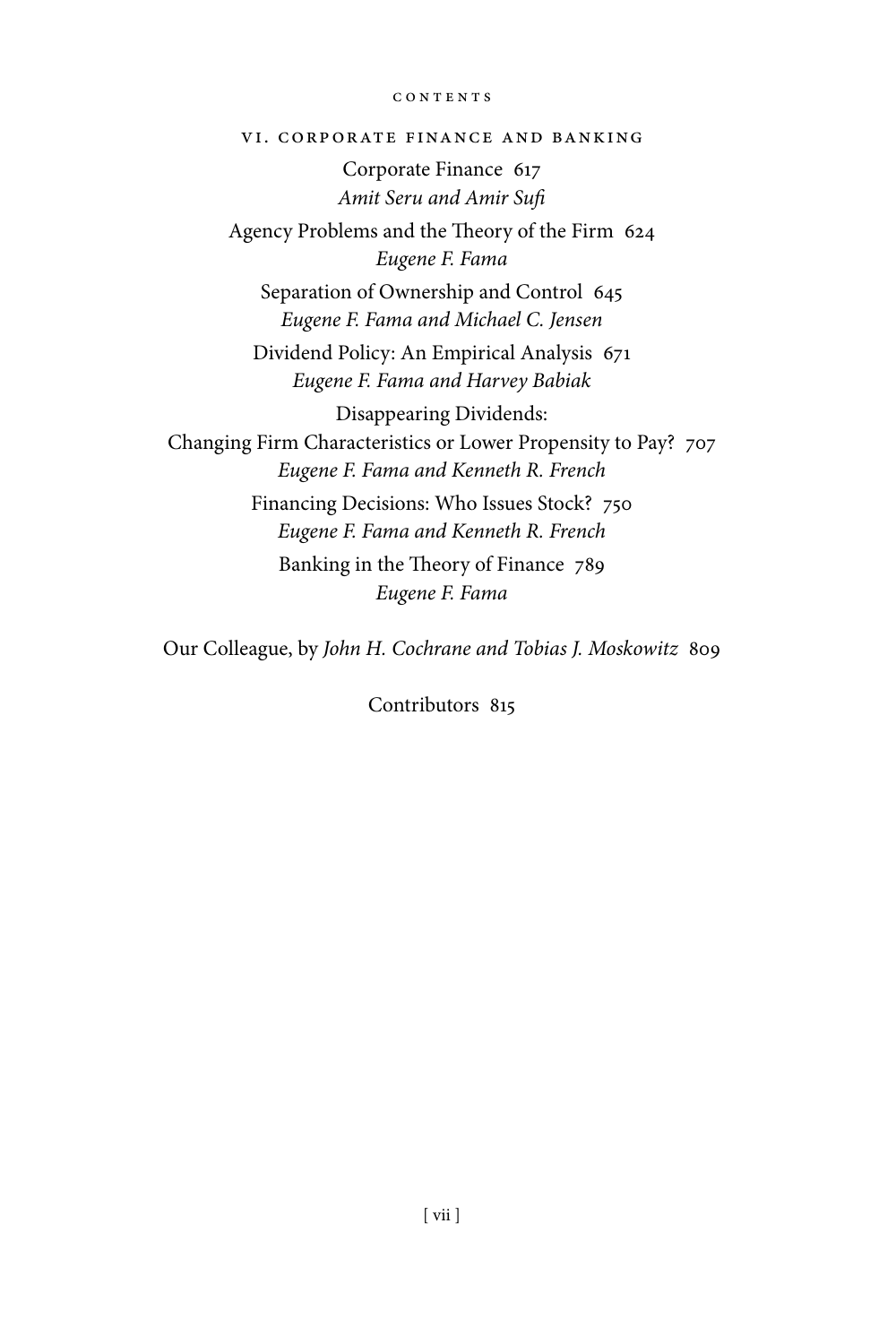CONTENTS

## VI. CORPORATE FINANCE AND BANKING

Corporate Finance 617
*Amit Seru and Amir Sufi*

Agency Problems and the Theory of the Firm 624
*Eugene F. Fama*

Separation of Ownership and Control 645
*Eugene F. Fama and Michael C. Jensen*

Dividend Policy: An Empirical Analysis 671
*Eugene F. Fama and Harvey Babiak*

Disappearing Dividends:
Changing Firm Characteristics or Lower Propensity to Pay? 707
*Eugene F. Fama and Kenneth R. French*

Financing Decisions: Who Issues Stock? 750
*Eugene F. Fama and Kenneth R. French*

Banking in the Theory of Finance 789
*Eugene F. Fama*

Our Colleague, by *John H. Cochrane and Tobias J. Moskowitz* 809

Contributors 815